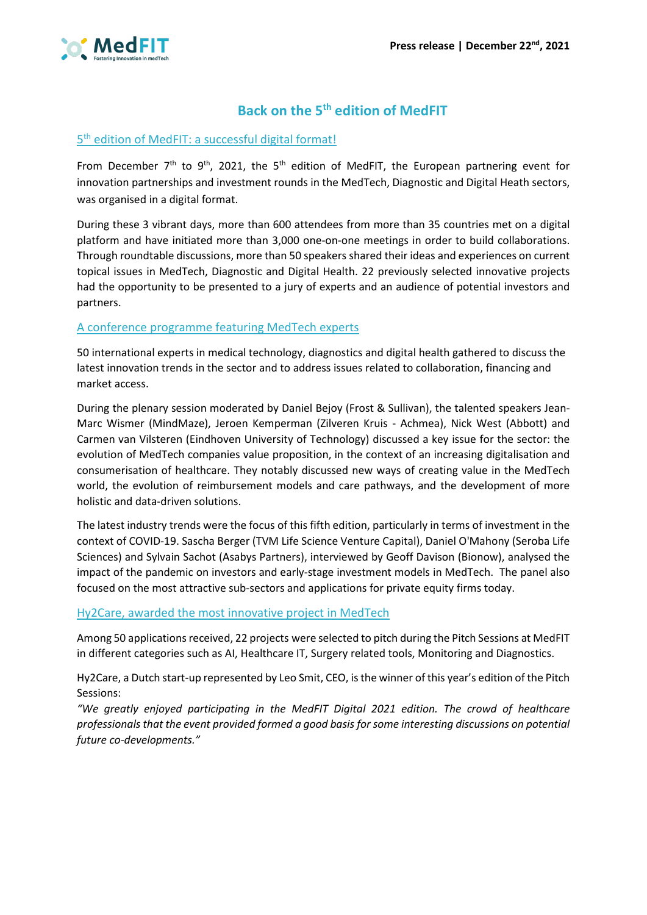Press release | December 22nd, 2021

# Back on the 5th edition of MedFIT

## 5th edition of MedFIT: a successful digital format!

From December 7th to 9th, 2021, the 5th edition of MedFIT, the European partnering event for innovation partnerships and investment rounds in the MedTech, Diagnostic and Digital Heath sectors, was organised in a digital format.

During these 3 vibrant days, more than 600 attendees from more than 35 countries met on a digital platform and have initiated more than 3,000 one-on-one meetings in order to build collaborations. Through roundtable discussions, more than 50 speakers shared their ideas and experiences on current topical issues in MedTech, Diagnostic and Digital Health. 22 previously selected innovative projects had the opportunity to be presented to a jury of experts and an audience of potential investors and partners.

## A conference programme featuring MedTech experts

50 international experts in medical technology, diagnostics and digital health gathered to discuss the latest innovation trends in the sector and to address issues related to collaboration, financing and market access.

During the plenary session moderated by Daniel Bejoy (Frost & Sullivan), the talented speakers Jean-Marc Wismer (MindMaze), Jeroen Kemperman (Zilveren Kruis - Achmea), Nick West (Abbott) and Carmen van Vilsteren (Eindhoven University of Technology) discussed a key issue for the sector: the evolution of MedTech companies value proposition, in the context of an increasing digitalisation and consumerisation of healthcare. They notably discussed new ways of creating value in the MedTech world, the evolution of reimbursement models and care pathways, and the development of more holistic and data-driven solutions.

The latest industry trends were the focus of this fifth edition, particularly in terms of investment in the context of COVID-19. Sascha Berger (TVM Life Science Venture Capital), Daniel O'Mahony (Seroba Life Sciences) and Sylvain Sachot (Asabys Partners), interviewed by Geoff Davison (Bionow), analysed the impact of the pandemic on investors and early-stage investment models in MedTech. The panel also focused on the most attractive sub-sectors and applications for private equity firms today.

## Hy2Care, awarded the most innovative project in MedTech

Among 50 applications received, 22 projects were selected to pitch during the Pitch Sessions at MedFIT in different categories such as AI, Healthcare IT, Surgery related tools, Monitoring and Diagnostics.

Hy2Care, a Dutch start-up represented by Leo Smit, CEO, is the winner of this year's edition of the Pitch Sessions:
*"We greatly enjoyed participating in the MedFIT Digital 2021 edition. The crowd of healthcare professionals that the event provided formed a good basis for some interesting discussions on potential future co-developments."*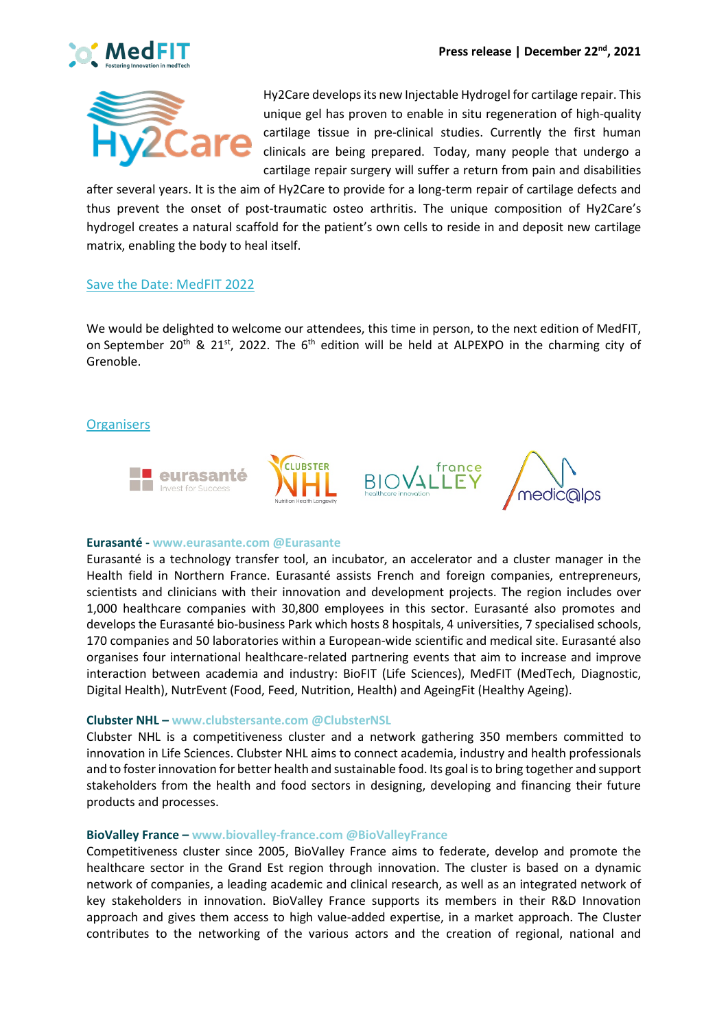Hy2Care develops its new Injectable Hydrogel for cartilage repair. This unique gel has proven to enable in situ regeneration of high-quality cartilage tissue in pre-clinical studies. Currently the first human clinicals are being prepared. Today, many people that undergo a cartilage repair surgery will suffer a return from pain and disabilities after several years. It is the aim of Hy2Care to provide for a long-term repair of cartilage defects and thus prevent the onset of post-traumatic osteo arthritis. The unique composition of Hy2Care's hydrogel creates a natural scaffold for the patient's own cells to reside in and deposit new cartilage matrix, enabling the body to heal itself.

## Save the Date: MedFIT 2022

We would be delighted to welcome our attendees, this time in person, to the next edition of MedFIT, on September 20th & 21st, 2022. The 6th edition will be held at ALPEXPO in the charming city of Grenoble.

## Organisers

**Eurasanté - www.eurasante.com @Eurasante**

Eurasanté is a technology transfer tool, an incubator, an accelerator and a cluster manager in the Health field in Northern France. Eurasanté assists French and foreign companies, entrepreneurs, scientists and clinicians with their innovation and development projects. The region includes over 1,000 healthcare companies with 30,800 employees in this sector. Eurasanté also promotes and develops the Eurasanté bio-business Park which hosts 8 hospitals, 4 universities, 7 specialised schools, 170 companies and 50 laboratories within a European-wide scientific and medical site. Eurasanté also organises four international healthcare-related partnering events that aim to increase and improve interaction between academia and industry: BioFIT (Life Sciences), MedFIT (MedTech, Diagnostic, Digital Health), NutrEvent (Food, Feed, Nutrition, Health) and AgeingFit (Healthy Ageing).

**Clubster NHL – www.clubstersante.com @ClubsterNSL**

Clubster NHL is a competitiveness cluster and a network gathering 350 members committed to innovation in Life Sciences. Clubster NHL aims to connect academia, industry and health professionals and to foster innovation for better health and sustainable food. Its goal is to bring together and support stakeholders from the health and food sectors in designing, developing and financing their future products and processes.

**BioValley France – www.biovalley-france.com @BioValleyFrance**

Competitiveness cluster since 2005, BioValley France aims to federate, develop and promote the healthcare sector in the Grand Est region through innovation. The cluster is based on a dynamic network of companies, a leading academic and clinical research, as well as an integrated network of key stakeholders in innovation. BioValley France supports its members in their R&D Innovation approach and gives them access to high value-added expertise, in a market approach. The Cluster contributes to the networking of the various actors and the creation of regional, national and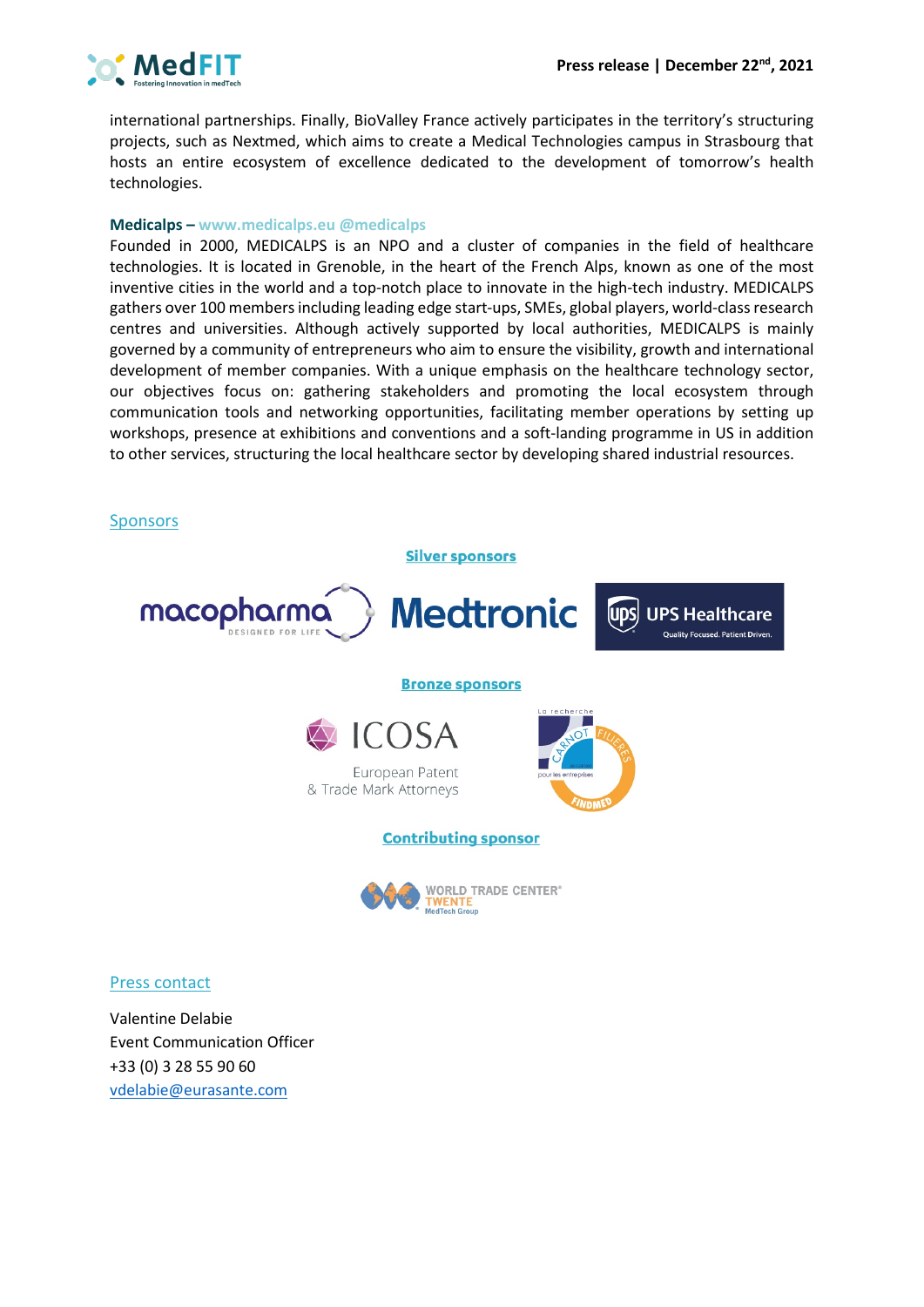international partnerships. Finally, BioValley France actively participates in the territory's structuring projects, such as Nextmed, which aims to create a Medical Technologies campus in Strasbourg that hosts an entire ecosystem of excellence dedicated to the development of tomorrow's health technologies.

**Medicalps – www.medicalps.eu @medicalps**

Founded in 2000, MEDICALPS is an NPO and a cluster of companies in the field of healthcare technologies. It is located in Grenoble, in the heart of the French Alps, known as one of the most inventive cities in the world and a top-notch place to innovate in the high-tech industry. MEDICALPS gathers over 100 members including leading edge start-ups, SMEs, global players, world-class research centres and universities. Although actively supported by local authorities, MEDICALPS is mainly governed by a community of entrepreneurs who aim to ensure the visibility, growth and international development of member companies. With a unique emphasis on the healthcare technology sector, our objectives focus on: gathering stakeholders and promoting the local ecosystem through communication tools and networking opportunities, facilitating member operations by setting up workshops, presence at exhibitions and conventions and a soft-landing programme in US in addition to other services, structuring the local healthcare sector by developing shared industrial resources.

## Sponsors

### Silver sponsors

macopharma DESIGNED FOR LIFE

Medtronic

UPS Healthcare Quality Focused. Patient Driven.

### Bronze sponsors

ICOSA European Patent & Trade Mark Attorneys

La recherche CARNOT FILIÈRES pour les entreprises FINDMED

### Contributing sponsor

WORLD TRADE CENTER® TWENTE MedTech Group

## Press contact

Valentine Delabie
Event Communication Officer
+33 (0) 3 28 55 90 60
vdelabie@eurasante.com